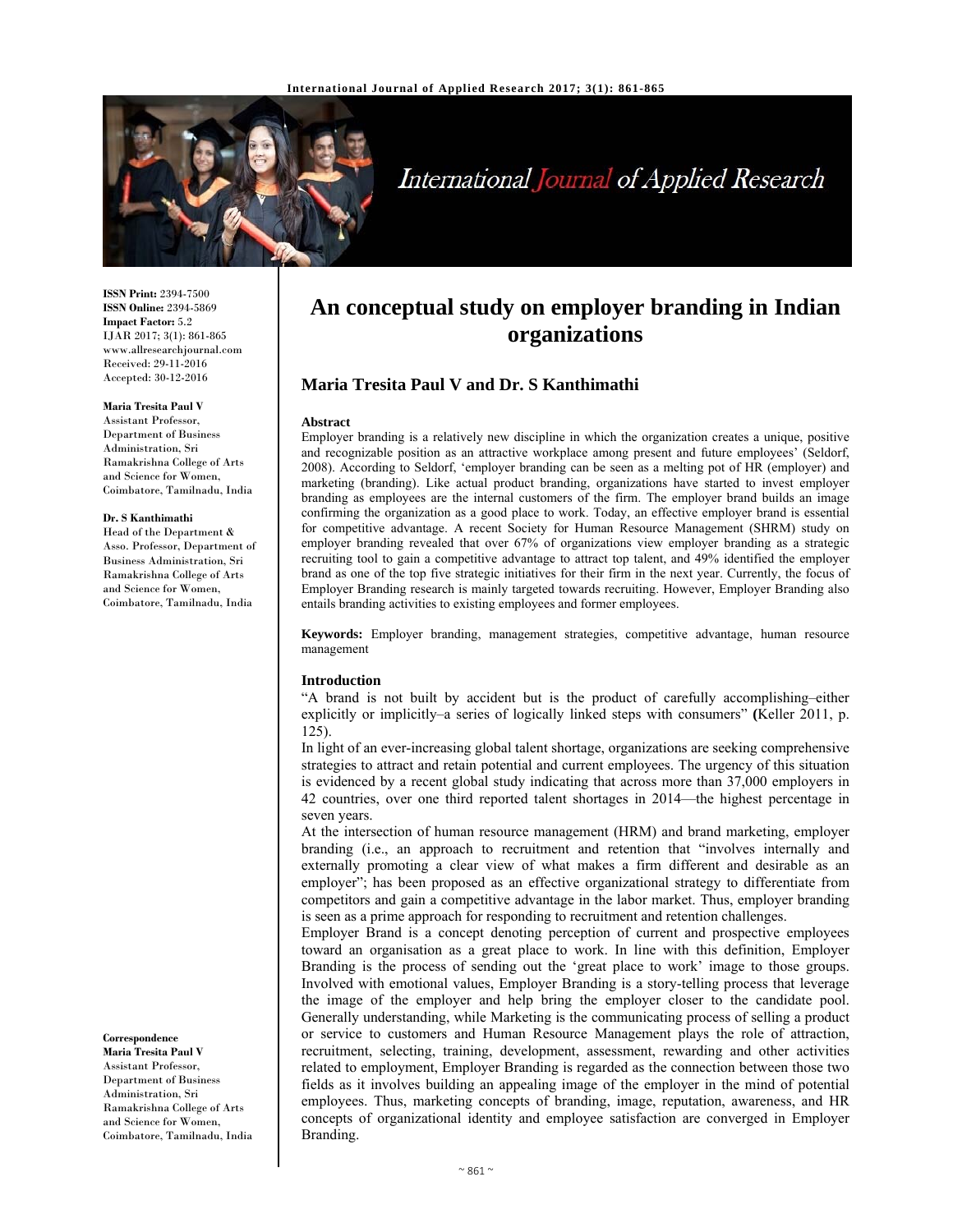# An conceptual study on employer branding in Indian organizations

**Maria Tresita Paul V and Dr. S Kanthimathi**

**ISSN Print:** 2394-7500
**ISSN Online:** 2394-5869
**Impact Factor:** 5.2
IJAR 2017; 3(1): 861-865
www.allresearchjournal.com
Received: 29-11-2016
Accepted: 30-12-2016

**Maria Tresita Paul V**
Assistant Professor, Department of Business Administration, Sri Ramakrishna College of Arts and Science for Women, Coimbatore, Tamilnadu, India

**Dr. S Kanthimathi**
Head of the Department & Asso. Professor, Department of Business Administration, Sri Ramakrishna College of Arts and Science for Women, Coimbatore, Tamilnadu, India

**Correspondence**
**Maria Tresita Paul V**
Assistant Professor, Department of Business Administration, Sri Ramakrishna College of Arts and Science for Women, Coimbatore, Tamilnadu, India

## Abstract

Employer branding is a relatively new discipline in which the organization creates a unique, positive and recognizable position as an attractive workplace among present and future employees' (Seldorf, 2008). According to Seldorf, 'employer branding can be seen as a melting pot of HR (employer) and marketing (branding). Like actual product branding, organizations have started to invest employer branding as employees are the internal customers of the firm. The employer brand builds an image confirming the organization as a good place to work. Today, an effective employer brand is essential for competitive advantage. A recent Society for Human Resource Management (SHRM) study on employer branding revealed that over 67% of organizations view employer branding as a strategic recruiting tool to gain a competitive advantage to attract top talent, and 49% identified the employer brand as one of the top five strategic initiatives for their firm in the next year. Currently, the focus of Employer Branding research is mainly targeted towards recruiting. However, Employer Branding also entails branding activities to existing employees and former employees.

**Keywords:** Employer branding, management strategies, competitive advantage, human resource management

## Introduction

"A brand is not built by accident but is the product of carefully accomplishing–either explicitly or implicitly–a series of logically linked steps with consumers" **(**Keller 2011, p. 125).

In light of an ever-increasing global talent shortage, organizations are seeking comprehensive strategies to attract and retain potential and current employees. The urgency of this situation is evidenced by a recent global study indicating that across more than 37,000 employers in 42 countries, over one third reported talent shortages in 2014—the highest percentage in seven years.

At the intersection of human resource management (HRM) and brand marketing, employer branding (i.e., an approach to recruitment and retention that "involves internally and externally promoting a clear view of what makes a firm different and desirable as an employer"; has been proposed as an effective organizational strategy to differentiate from competitors and gain a competitive advantage in the labor market. Thus, employer branding is seen as a prime approach for responding to recruitment and retention challenges.

Employer Brand is a concept denoting perception of current and prospective employees toward an organisation as a great place to work. In line with this definition, Employer Branding is the process of sending out the 'great place to work' image to those groups. Involved with emotional values, Employer Branding is a story-telling process that leverage the image of the employer and help bring the employer closer to the candidate pool. Generally understanding, while Marketing is the communicating process of selling a product or service to customers and Human Resource Management plays the role of attraction, recruitment, selecting, training, development, assessment, rewarding and other activities related to employment, Employer Branding is regarded as the connection between those two fields as it involves building an appealing image of the employer in the mind of potential employees. Thus, marketing concepts of branding, image, reputation, awareness, and HR concepts of organizational identity and employee satisfaction are converged in Employer Branding.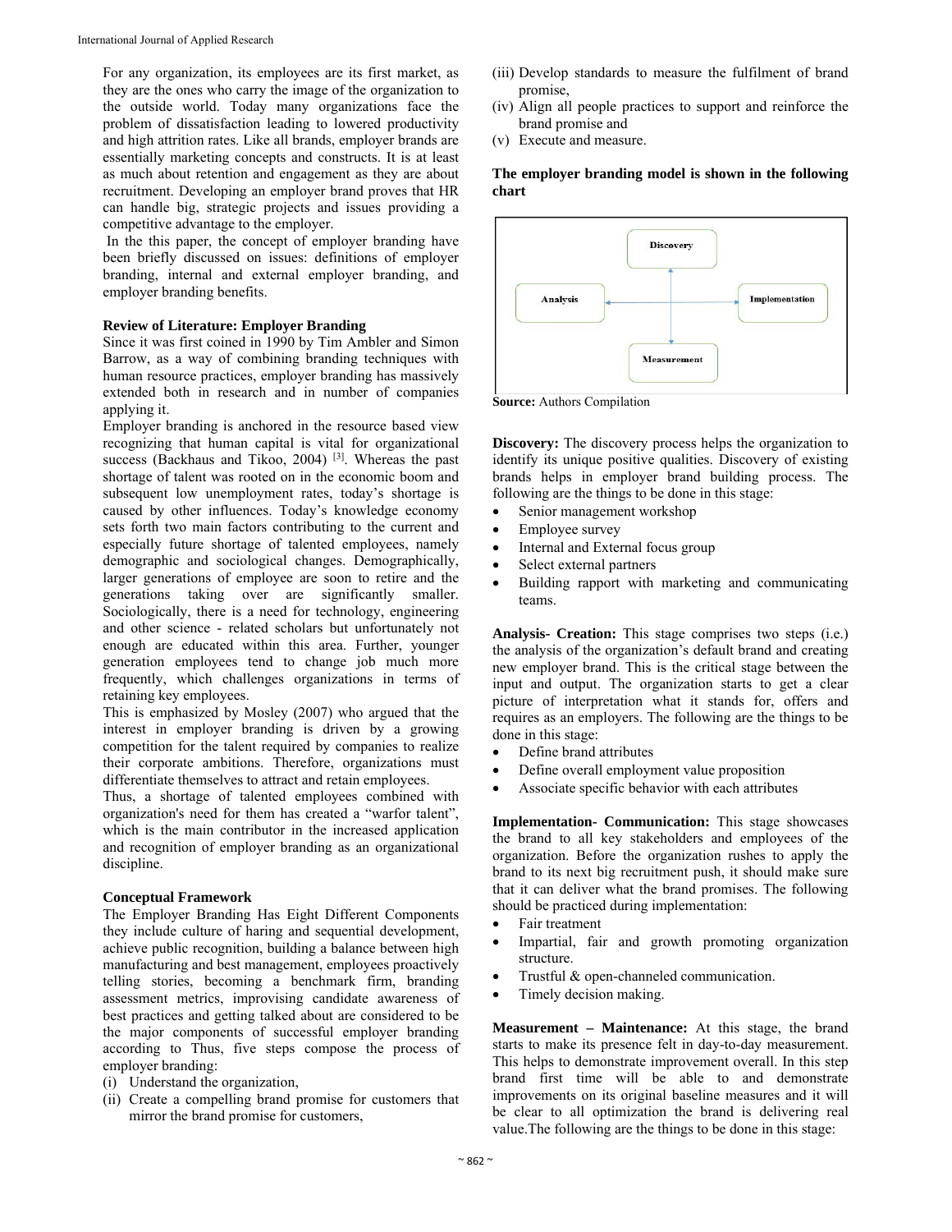For any organization, its employees are its first market, as they are the ones who carry the image of the organization to the outside world. Today many organizations face the problem of dissatisfaction leading to lowered productivity and high attrition rates. Like all brands, employer brands are essentially marketing concepts and constructs. It is at least as much about retention and engagement as they are about recruitment. Developing an employer brand proves that HR can handle big, strategic projects and issues providing a competitive advantage to the employer.

In the this paper, the concept of employer branding have been briefly discussed on issues: definitions of employer branding, internal and external employer branding, and employer branding benefits.

**Review of Literature: Employer Branding**

Since it was first coined in 1990 by Tim Ambler and Simon Barrow, as a way of combining branding techniques with human resource practices, employer branding has massively extended both in research and in number of companies applying it.

Employer branding is anchored in the resource based view recognizing that human capital is vital for organizational success (Backhaus and Tikoo, 2004) [3]. Whereas the past shortage of talent was rooted on in the economic boom and subsequent low unemployment rates, today's shortage is caused by other influences. Today's knowledge economy sets forth two main factors contributing to the current and especially future shortage of talented employees, namely demographic and sociological changes. Demographically, larger generations of employee are soon to retire and the generations taking over are significantly smaller. Sociologically, there is a need for technology, engineering and other science - related scholars but unfortunately not enough are educated within this area. Further, younger generation employees tend to change job much more frequently, which challenges organizations in terms of retaining key employees.

This is emphasized by Mosley (2007) who argued that the interest in employer branding is driven by a growing competition for the talent required by companies to realize their corporate ambitions. Therefore, organizations must differentiate themselves to attract and retain employees.

Thus, a shortage of talented employees combined with organization's need for them has created a "warfor talent", which is the main contributor in the increased application and recognition of employer branding as an organizational discipline.

**Conceptual Framework**

The Employer Branding Has Eight Different Components they include culture of haring and sequential development, achieve public recognition, building a balance between high manufacturing and best management, employees proactively telling stories, becoming a benchmark firm, branding assessment metrics, improvising candidate awareness of best practices and getting talked about are considered to be the major components of successful employer branding according to Thus, five steps compose the process of employer branding:

(i) Understand the organization,
(ii) Create a compelling brand promise for customers that mirror the brand promise for customers,
(iii) Develop standards to measure the fulfilment of brand promise,
(iv) Align all people practices to support and reinforce the brand promise and
(v) Execute and measure.

**The employer branding model is shown in the following chart**

Discovery

Analysis

Implementation

Measurement

**Source:** Authors Compilation

**Discovery:** The discovery process helps the organization to identify its unique positive qualities. Discovery of existing brands helps in employer brand building process. The following are the things to be done in this stage:

- Senior management workshop
- Employee survey
- Internal and External focus group
- Select external partners
- Building rapport with marketing and communicating teams.

**Analysis- Creation:** This stage comprises two steps (i.e.) the analysis of the organization's default brand and creating new employer brand. This is the critical stage between the input and output. The organization starts to get a clear picture of interpretation what it stands for, offers and requires as an employers. The following are the things to be done in this stage:

- Define brand attributes
- Define overall employment value proposition
- Associate specific behavior with each attributes

**Implementation- Communication:** This stage showcases the brand to all key stakeholders and employees of the organization. Before the organization rushes to apply the brand to its next big recruitment push, it should make sure that it can deliver what the brand promises. The following should be practiced during implementation:

- Fair treatment
- Impartial, fair and growth promoting organization structure.
- Trustful & open-channeled communication.
- Timely decision making.

**Measurement – Maintenance:** At this stage, the brand starts to make its presence felt in day-to-day measurement. This helps to demonstrate improvement overall. In this step brand first time will be able to and demonstrate improvements on its original baseline measures and it will be clear to all optimization the brand is delivering real value.The following are the things to be done in this stage: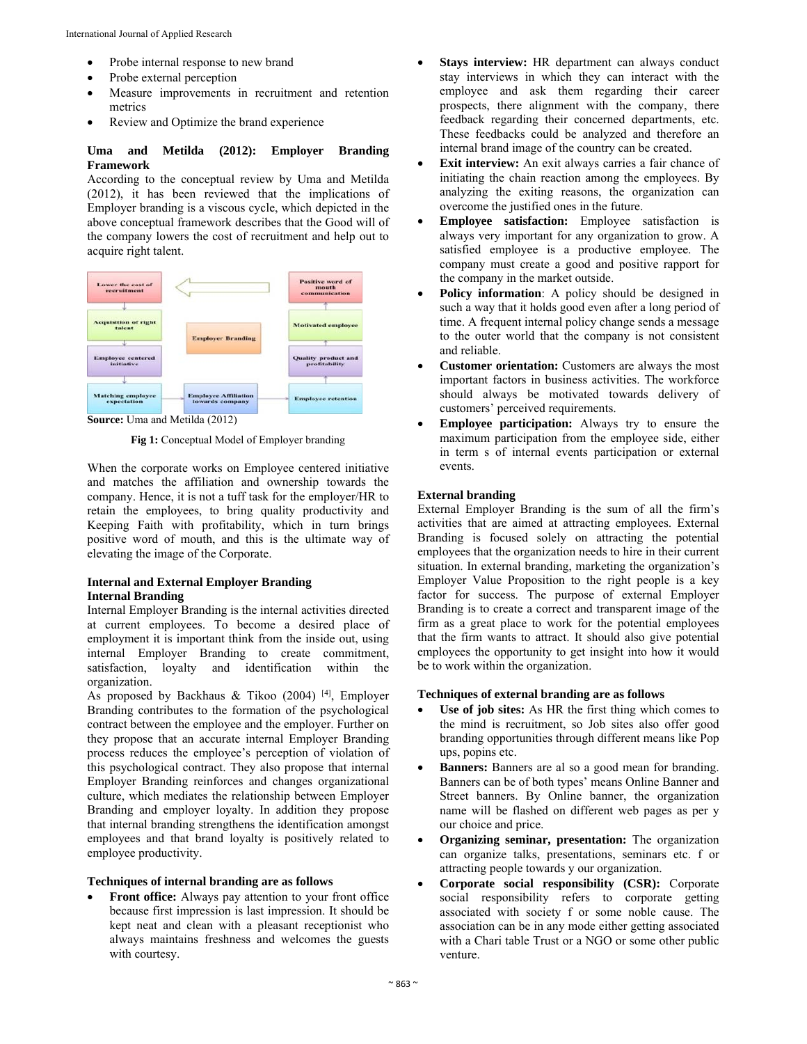- Probe internal response to new brand
- Probe external perception
- Measure improvements in recruitment and retention metrics
- Review and Optimize the brand experience

### Uma and Metilda (2012): Employer Branding Framework

According to the conceptual review by Uma and Metilda (2012), it has been reviewed that the implications of Employer branding is a viscous cycle, which depicted in the above conceptual framework describes that the Good will of the company lowers the cost of recruitment and help out to acquire right talent.

Lower the cost of recruitment | Positive word of mouth communication | Acquisition of right talent | Employer Branding | Motivated employee | Employee centered initiative | Quality product and profitability | Matching employee expectation | Employee Affiliation towards company | Employee retention

**Source:** Uma and Metilda (2012)

**Fig 1:** Conceptual Model of Employer branding

When the corporate works on Employee centered initiative and matches the affiliation and ownership towards the company. Hence, it is not a tuff task for the employer/HR to retain the employees, to bring quality productivity and Keeping Faith with profitability, which in turn brings positive word of mouth, and this is the ultimate way of elevating the image of the Corporate.

### Internal and External Employer Branding

### Internal Branding

Internal Employer Branding is the internal activities directed at current employees. To become a desired place of employment it is important think from the inside out, using internal Employer Branding to create commitment, satisfaction, loyalty and identification within the organization.

As proposed by Backhaus & Tikoo (2004) [4], Employer Branding contributes to the formation of the psychological contract between the employee and the employer. Further on they propose that an accurate internal Employer Branding process reduces the employee's perception of violation of this psychological contract. They also propose that internal Employer Branding reinforces and changes organizational culture, which mediates the relationship between Employer Branding and employer loyalty. In addition they propose that internal branding strengthens the identification amongst employees and that brand loyalty is positively related to employee productivity.

### Techniques of internal branding are as follows

- **Front office:** Always pay attention to your front office because first impression is last impression. It should be kept neat and clean with a pleasant receptionist who always maintains freshness and welcomes the guests with courtesy.
- **Stays interview:** HR department can always conduct stay interviews in which they can interact with the employee and ask them regarding their career prospects, there alignment with the company, there feedback regarding their concerned departments, etc. These feedbacks could be analyzed and therefore an internal brand image of the country can be created.
- **Exit interview:** An exit always carries a fair chance of initiating the chain reaction among the employees. By analyzing the exiting reasons, the organization can overcome the justified ones in the future.
- **Employee satisfaction:** Employee satisfaction is always very important for any organization to grow. A satisfied employee is a productive employee. The company must create a good and positive rapport for the company in the market outside.
- **Policy information**: A policy should be designed in such a way that it holds good even after a long period of time. A frequent internal policy change sends a message to the outer world that the company is not consistent and reliable.
- **Customer orientation:** Customers are always the most important factors in business activities. The workforce should always be motivated towards delivery of customers' perceived requirements.
- **Employee participation:** Always try to ensure the maximum participation from the employee side, either in term s of internal events participation or external events.

### External branding

External Employer Branding is the sum of all the firm's activities that are aimed at attracting employees. External Branding is focused solely on attracting the potential employees that the organization needs to hire in their current situation. In external branding, marketing the organization's Employer Value Proposition to the right people is a key factor for success. The purpose of external Employer Branding is to create a correct and transparent image of the firm as a great place to work for the potential employees that the firm wants to attract. It should also give potential employees the opportunity to get insight into how it would be to work within the organization.

### Techniques of external branding are as follows

- **Use of job sites:** As HR the first thing which comes to the mind is recruitment, so Job sites also offer good branding opportunities through different means like Pop ups, popins etc.
- **Banners:** Banners are al so a good mean for branding. Banners can be of both types' means Online Banner and Street banners. By Online banner, the organization name will be flashed on different web pages as per y our choice and price.
- **Organizing seminar, presentation:** The organization can organize talks, presentations, seminars etc. f or attracting people towards y our organization.
- **Corporate social responsibility (CSR):** Corporate social responsibility refers to corporate getting associated with society f or some noble cause. The association can be in any mode either getting associated with a Chari table Trust or a NGO or some other public venture.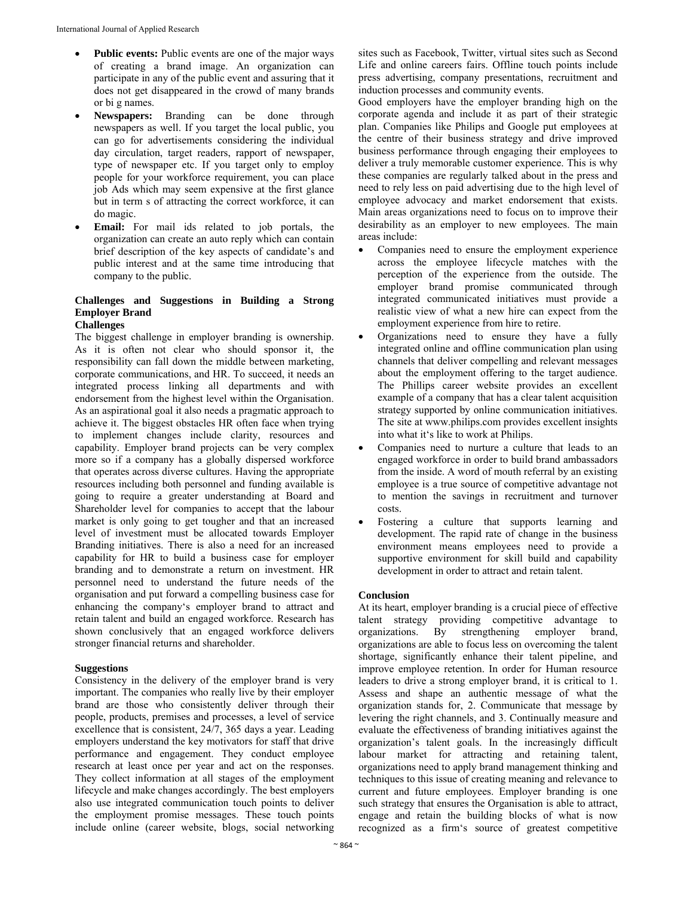- **Public events:** Public events are one of the major ways of creating a brand image. An organization can participate in any of the public event and assuring that it does not get disappeared in the crowd of many brands or bi g names.
- **Newspapers:** Branding can be done through newspapers as well. If you target the local public, you can go for advertisements considering the individual day circulation, target readers, rapport of newspaper, type of newspaper etc. If you target only to employ people for your workforce requirement, you can place job Ads which may seem expensive at the first glance but in term s of attracting the correct workforce, it can do magic.
- **Email:** For mail ids related to job portals, the organization can create an auto reply which can contain brief description of the key aspects of candidate's and public interest and at the same time introducing that company to the public.

## Challenges and Suggestions in Building a Strong Employer Brand

### Challenges

The biggest challenge in employer branding is ownership. As it is often not clear who should sponsor it, the responsibility can fall down the middle between marketing, corporate communications, and HR. To succeed, it needs an integrated process linking all departments and with endorsement from the highest level within the Organisation. As an aspirational goal it also needs a pragmatic approach to achieve it. The biggest obstacles HR often face when trying to implement changes include clarity, resources and capability. Employer brand projects can be very complex more so if a company has a globally dispersed workforce that operates across diverse cultures. Having the appropriate resources including both personnel and funding available is going to require a greater understanding at Board and Shareholder level for companies to accept that the labour market is only going to get tougher and that an increased level of investment must be allocated towards Employer Branding initiatives. There is also a need for an increased capability for HR to build a business case for employer branding and to demonstrate a return on investment. HR personnel need to understand the future needs of the organisation and put forward a compelling business case for enhancing the company's employer brand to attract and retain talent and build an engaged workforce. Research has shown conclusively that an engaged workforce delivers stronger financial returns and shareholder.

### Suggestions

Consistency in the delivery of the employer brand is very important. The companies who really live by their employer brand are those who consistently deliver through their people, products, premises and processes, a level of service excellence that is consistent, 24/7, 365 days a year. Leading employers understand the key motivators for staff that drive performance and engagement. They conduct employee research at least once per year and act on the responses. They collect information at all stages of the employment lifecycle and make changes accordingly. The best employers also use integrated communication touch points to deliver the employment promise messages. These touch points include online (career website, blogs, social networking sites such as Facebook, Twitter, virtual sites such as Second Life and online careers fairs. Offline touch points include press advertising, company presentations, recruitment and induction processes and community events.

Good employers have the employer branding high on the corporate agenda and include it as part of their strategic plan. Companies like Philips and Google put employees at the centre of their business strategy and drive improved business performance through engaging their employees to deliver a truly memorable customer experience. This is why these companies are regularly talked about in the press and need to rely less on paid advertising due to the high level of employee advocacy and market endorsement that exists. Main areas organizations need to focus on to improve their desirability as an employer to new employees. The main areas include:

- Companies need to ensure the employment experience across the employee lifecycle matches with the perception of the experience from the outside. The employer brand promise communicated through integrated communicated initiatives must provide a realistic view of what a new hire can expect from the employment experience from hire to retire.
- Organizations need to ensure they have a fully integrated online and offline communication plan using channels that deliver compelling and relevant messages about the employment offering to the target audience. The Phillips career website provides an excellent example of a company that has a clear talent acquisition strategy supported by online communication initiatives. The site at www.philips.com provides excellent insights into what it's like to work at Philips.
- Companies need to nurture a culture that leads to an engaged workforce in order to build brand ambassadors from the inside. A word of mouth referral by an existing employee is a true source of competitive advantage not to mention the savings in recruitment and turnover costs.
- Fostering a culture that supports learning and development. The rapid rate of change in the business environment means employees need to provide a supportive environment for skill build and capability development in order to attract and retain talent.

## Conclusion

At its heart, employer branding is a crucial piece of effective talent strategy providing competitive advantage to organizations. By strengthening employer brand, organizations are able to focus less on overcoming the talent shortage, significantly enhance their talent pipeline, and improve employee retention. In order for Human resource leaders to drive a strong employer brand, it is critical to 1. Assess and shape an authentic message of what the organization stands for, 2. Communicate that message by levering the right channels, and 3. Continually measure and evaluate the effectiveness of branding initiatives against the organization's talent goals. In the increasingly difficult labour market for attracting and retaining talent, organizations need to apply brand management thinking and techniques to this issue of creating meaning and relevance to current and future employees. Employer branding is one such strategy that ensures the Organisation is able to attract, engage and retain the building blocks of what is now recognized as a firm's source of greatest competitive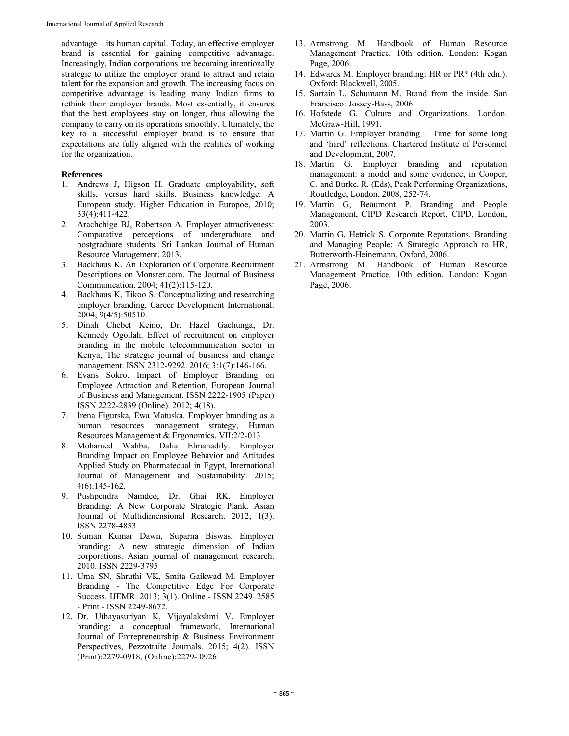advantage – its human capital. Today, an effective employer brand is essential for gaining competitive advantage. Increasingly, Indian corporations are becoming intentionally strategic to utilize the employer brand to attract and retain talent for the expansion and growth. The increasing focus on competitive advantage is leading many Indian firms to rethink their employer brands. Most essentially, it ensures that the best employees stay on longer, thus allowing the company to carry on its operations smoothly. Ultimately, the key to a successful employer brand is to ensure that expectations are fully aligned with the realities of working for the organization.

**References**

1. Andrews J, Higson H. Graduate employability, soft skills, versus hard skills. Business knowledge: A European study. Higher Education in Europoe, 2010; 33(4):411-422.
2. Arachchige BJ, Robertson A. Employer attractiveness: Comparative perceptions of undergraduate and postgraduate students. Sri Lankan Journal of Human Resource Management. 2013.
3. Backhaus K. An Exploration of Corporate Recruitment Descriptions on Monster.com. The Journal of Business Communication. 2004; 41(2):115-120.
4. Backhaus K, Tikoo S. Conceptualizing and researching employer branding, Career Development International. 2004; 9(4/5):50510.
5. Dinah Chebet Keino, Dr. Hazel Gachunga, Dr. Kennedy Ogollah. Effect of recruitment on employer branding in the mobile telecommunication sector in Kenya, The strategic journal of business and change management. ISSN 2312-9292. 2016; 3:1(7):146-166.
6. Evans Sokro. Impact of Employer Branding on Employee Attraction and Retention, European Journal of Business and Management. ISSN 2222-1905 (Paper) ISSN 2222-2839 (Online). 2012; 4(18).
7. Irena Figurska, Ewa Matuska. Employer branding as a human resources management strategy, Human Resources Management & Ergonomics. VII:2/2-013
8. Mohamed Wahba, Dalia Elmanadily. Employer Branding Impact on Employee Behavior and Attitudes Applied Study on Pharmatecual in Egypt, International Journal of Management and Sustainability. 2015; 4(6):145-162.
9. Pushpendra Namdeo, Dr. Ghai RK. Employer Branding: A New Corporate Strategic Plank. Asian Journal of Multidimensional Research. 2012; 1(3). ISSN 2278-4853
10. Suman Kumar Dawn, Suparna Biswas. Employer branding: A new strategic dimension of Indian corporations. Asian journal of management research. 2010. ISSN 2229-3795
11. Uma SN, Shruthi VK, Smita Gaikwad M. Employer Branding - The Competitive Edge For Corporate Success. IJEMR. 2013; 3(1). Online - ISSN 2249–2585 - Print - ISSN 2249-8672.
12. Dr. Uthayasuriyan K, Vijayalakshmi V. Employer branding: a conceptual framework, International Journal of Entrepreneurship & Business Environment Perspectives, Pezzottaite Journals. 2015; 4(2). ISSN (Print):2279-0918, (Online):2279- 0926
13. Armstrong M. Handbook of Human Resource Management Practice. 10th edition. London: Kogan Page, 2006.
14. Edwards M. Employer branding: HR or PR? (4th edn.). Oxford: Blackwell, 2005.
15. Sartain L, Schumann M. Brand from the inside. San Francisco: Jossey-Bass, 2006.
16. Hofstede G. Culture and Organizations. London. McGraw-Hill, 1991.
17. Martin G. Employer branding – Time for some long and 'hard' reflections. Chartered Institute of Personnel and Development, 2007.
18. Martin G. Employer branding and reputation management: a model and some evidence, in Cooper, C. and Burke, R. (Eds), Peak Performing Organizations, Routledge, London, 2008, 252-74.
19. Martin G, Beaumont P. Branding and People Management, CIPD Research Report, CIPD, London, 2003.
20. Martin G, Hetrick S. Corporate Reputations, Branding and Managing People: A Strategic Approach to HR, Butterworth-Heinemann, Oxford, 2006.
21. Armstrong M. Handbook of Human Resource Management Practice. 10th edition. London: Kogan Page, 2006.